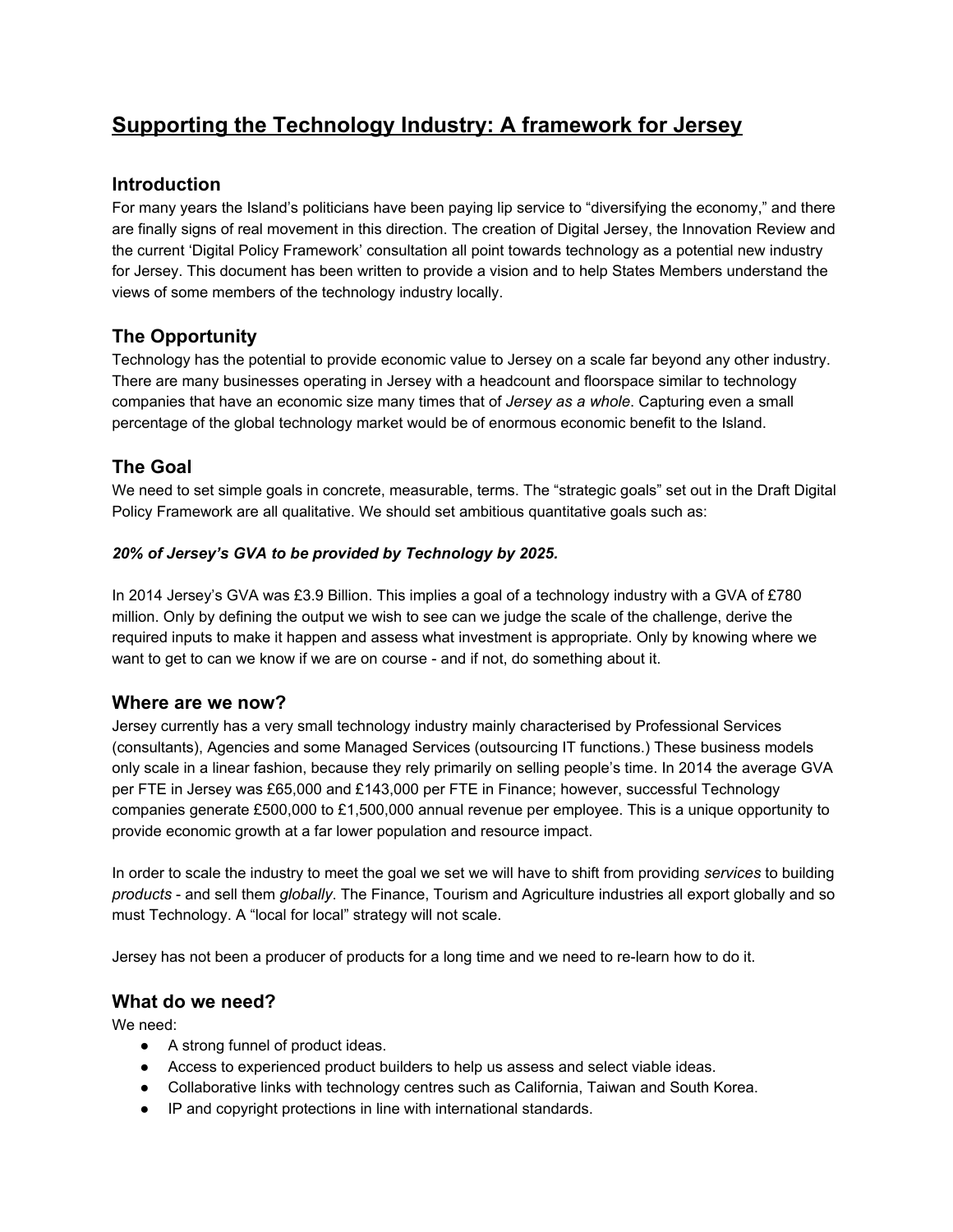# Supporting the Technology Industry: A framework for Jersey

## Introduction

For many years the Island's politicians have been paying lip service to "diversifying the economy," and there are finally signs of real movement in this direction. The creation of Digital Jersey, the Innovation Review and the current 'Digital Policy Framework' consultation all point towards technology as a potential new industry for Jersey. This document has been written to provide a vision and to help States Members understand the views of some members of the technology industry locally.

## The Opportunity

Technology has the potential to provide economic value to Jersey on a scale far beyond any other industry. There are many businesses operating in Jersey with a headcount and floorspace similar to technology companies that have an economic size many times that of *Jersey as a whole*. Capturing even a small percentage of the global technology market would be of enormous economic benefit to the Island.

## The Goal

We need to set simple goals in concrete, measurable, terms. The "strategic goals" set out in the Draft Digital Policy Framework are all qualitative. We should set ambitious quantitative goals such as:

***20% of Jersey's GVA to be provided by Technology by 2025.***

In 2014 Jersey's GVA was £3.9 Billion. This implies a goal of a technology industry with a GVA of £780 million. Only by defining the output we wish to see can we judge the scale of the challenge, derive the required inputs to make it happen and assess what investment is appropriate. Only by knowing where we want to get to can we know if we are on course - and if not, do something about it.

## Where are we now?

Jersey currently has a very small technology industry mainly characterised by Professional Services (consultants), Agencies and some Managed Services (outsourcing IT functions.) These business models only scale in a linear fashion, because they rely primarily on selling people's time. In 2014 the average GVA per FTE in Jersey was £65,000 and £143,000 per FTE in Finance; however, successful Technology companies generate £500,000 to £1,500,000 annual revenue per employee. This is a unique opportunity to provide economic growth at a far lower population and resource impact.

In order to scale the industry to meet the goal we set we will have to shift from providing *services* to building *products* - and sell them *globally*. The Finance, Tourism and Agriculture industries all export globally and so must Technology. A "local for local" strategy will not scale.

Jersey has not been a producer of products for a long time and we need to re-learn how to do it.

## What do we need?

We need:

- A strong funnel of product ideas.
- Access to experienced product builders to help us assess and select viable ideas.
- Collaborative links with technology centres such as California, Taiwan and South Korea.
- IP and copyright protections in line with international standards.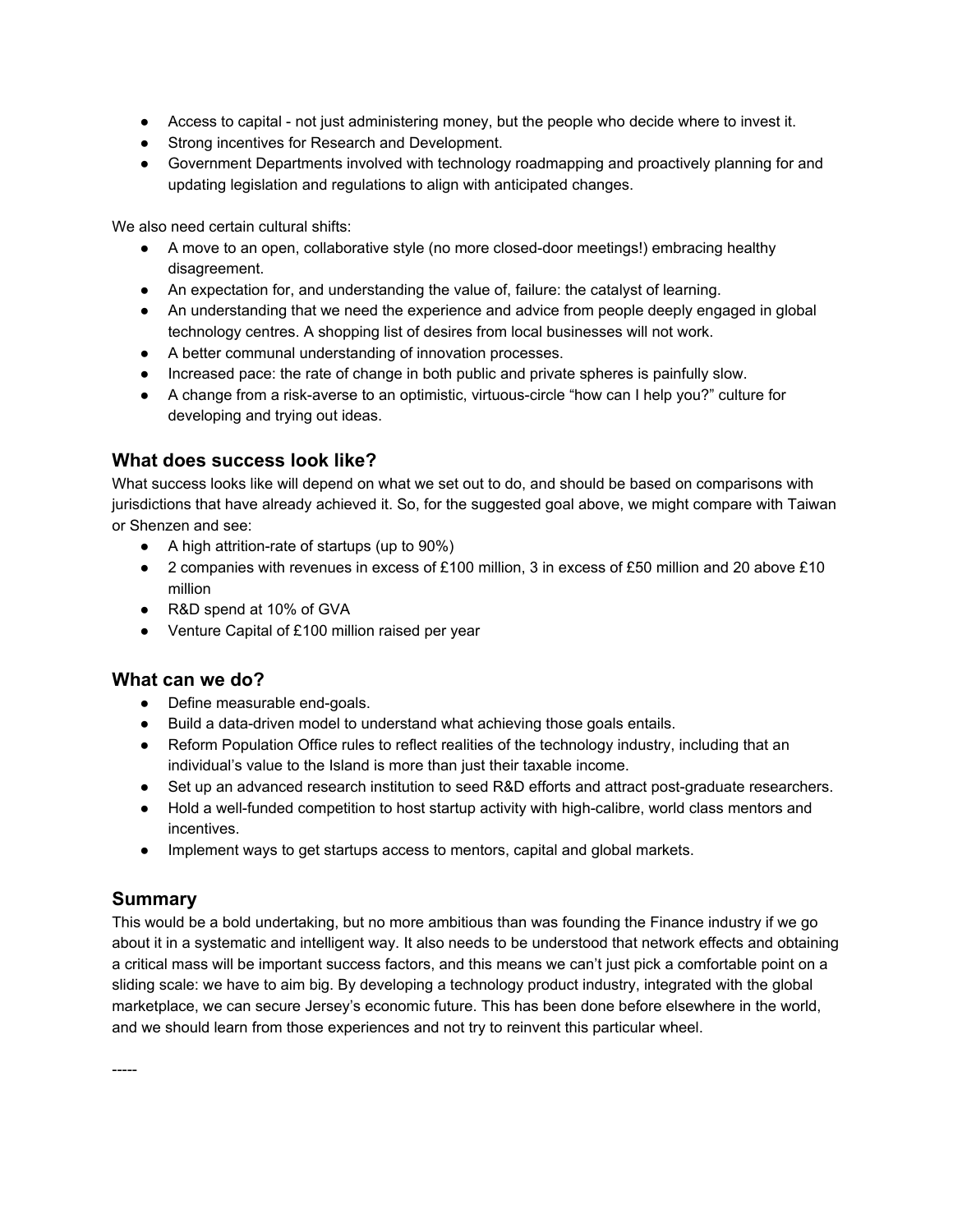- Access to capital - not just administering money, but the people who decide where to invest it.
- Strong incentives for Research and Development.
- Government Departments involved with technology roadmapping and proactively planning for and updating legislation and regulations to align with anticipated changes.

We also need certain cultural shifts:

- A move to an open, collaborative style (no more closed-door meetings!) embracing healthy disagreement.
- An expectation for, and understanding the value of, failure: the catalyst of learning.
- An understanding that we need the experience and advice from people deeply engaged in global technology centres. A shopping list of desires from local businesses will not work.
- A better communal understanding of innovation processes.
- Increased pace: the rate of change in both public and private spheres is painfully slow.
- A change from a risk-averse to an optimistic, virtuous-circle "how can I help you?" culture for developing and trying out ideas.

## What does success look like?

What success looks like will depend on what we set out to do, and should be based on comparisons with jurisdictions that have already achieved it. So, for the suggested goal above, we might compare with Taiwan or Shenzen and see:

- A high attrition-rate of startups (up to 90%)
- 2 companies with revenues in excess of £100 million, 3 in excess of £50 million and 20 above £10 million
- R&D spend at 10% of GVA
- Venture Capital of £100 million raised per year

## What can we do?

- Define measurable end-goals.
- Build a data-driven model to understand what achieving those goals entails.
- Reform Population Office rules to reflect realities of the technology industry, including that an individual's value to the Island is more than just their taxable income.
- Set up an advanced research institution to seed R&D efforts and attract post-graduate researchers.
- Hold a well-funded competition to host startup activity with high-calibre, world class mentors and incentives.
- Implement ways to get startups access to mentors, capital and global markets.

## Summary

This would be a bold undertaking, but no more ambitious than was founding the Finance industry if we go about it in a systematic and intelligent way. It also needs to be understood that network effects and obtaining a critical mass will be important success factors, and this means we can't just pick a comfortable point on a sliding scale: we have to aim big. By developing a technology product industry, integrated with the global marketplace, we can secure Jersey's economic future. This has been done before elsewhere in the world, and we should learn from those experiences and not try to reinvent this particular wheel.

-----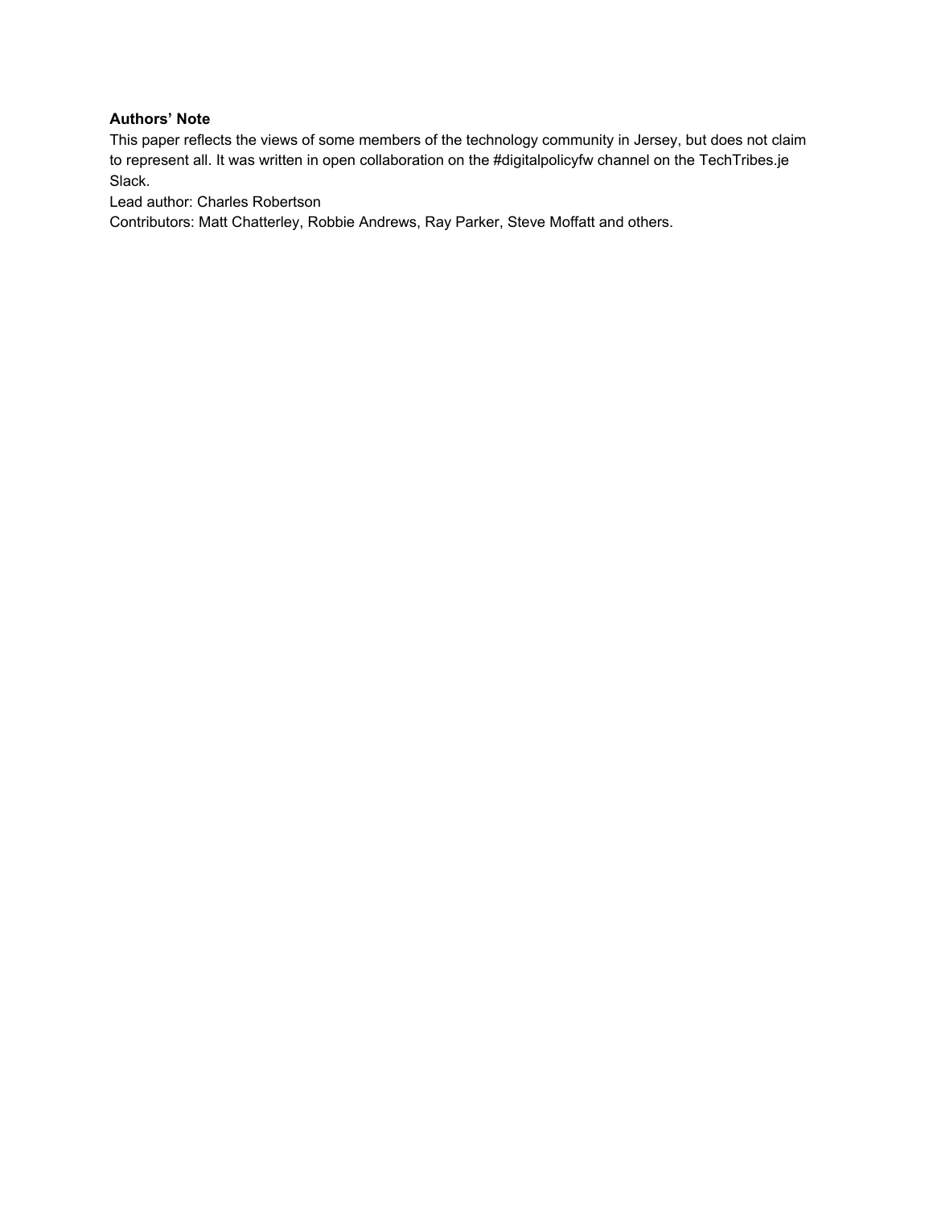**Authors' Note**

This paper reflects the views of some members of the technology community in Jersey, but does not claim to represent all. It was written in open collaboration on the #digitalpolicyfw channel on the TechTribes.je Slack.

Lead author: Charles Robertson

Contributors: Matt Chatterley, Robbie Andrews, Ray Parker, Steve Moffatt and others.